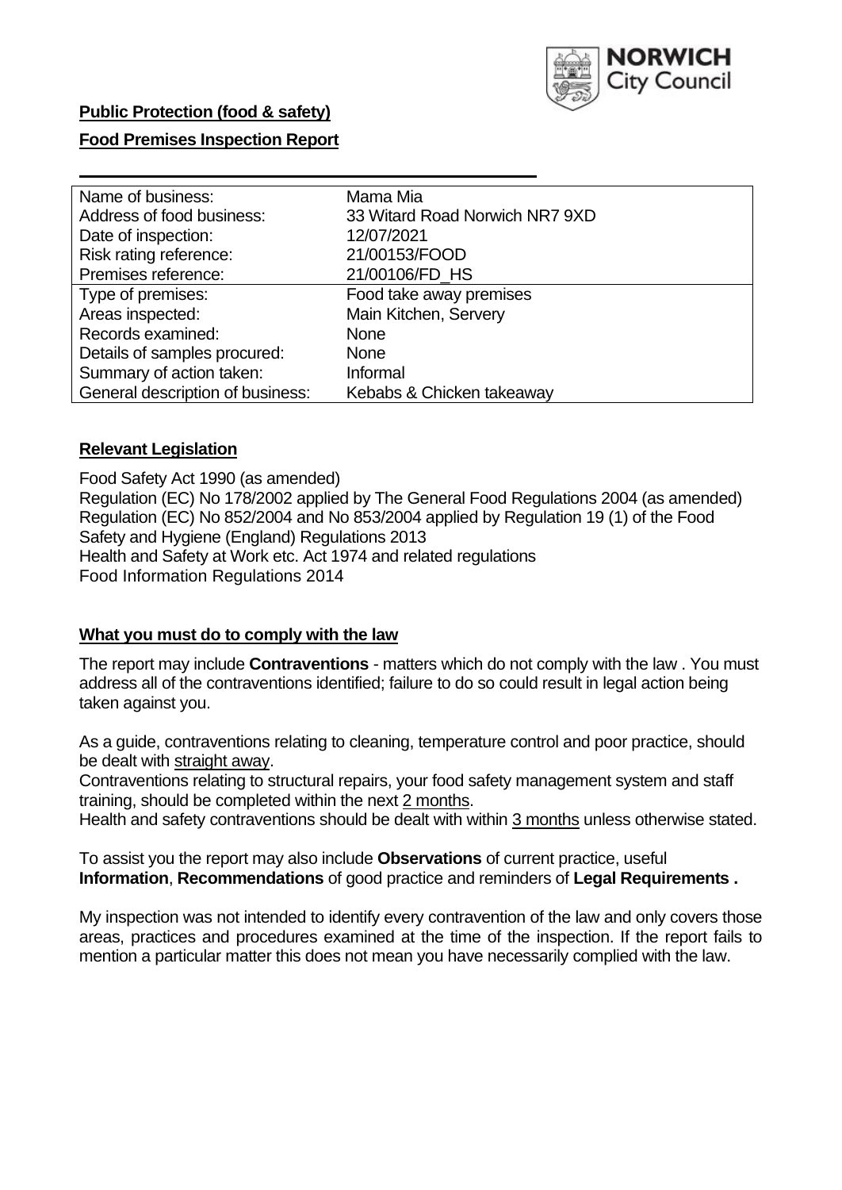**Public Protection (food & safety)**

**Food Premises Inspection Report**

| Name of business: | Mama Mia |
|---|---|
| Address of food business: | 33 Witard Road Norwich NR7 9XD |
| Date of inspection: | 12/07/2021 |
| Risk rating reference: | 21/00153/FOOD |
| Premises reference: | 21/00106/FD_HS |
| Type of premises: | Food take away premises |
| Areas inspected: | Main Kitchen, Servery |
| Records examined: | None |
| Details of samples procured: | None |
| Summary of action taken: | Informal |
| General description of business: | Kebabs & Chicken takeaway |

**Relevant Legislation**

Food Safety Act 1990 (as amended)
Regulation (EC) No 178/2002 applied by The General Food Regulations 2004 (as amended)
Regulation (EC) No 852/2004 and No 853/2004 applied by Regulation 19 (1) of the Food Safety and Hygiene (England) Regulations 2013
Health and Safety at Work etc. Act 1974 and related regulations
Food Information Regulations 2014

**What you must do to comply with the law**

The report may include **Contraventions** - matters which do not comply with the law . You must address all of the contraventions identified; failure to do so could result in legal action being taken against you.

As a guide, contraventions relating to cleaning, temperature control and poor practice, should be dealt with straight away.
Contraventions relating to structural repairs, your food safety management system and staff training, should be completed within the next 2 months.
Health and safety contraventions should be dealt with within 3 months unless otherwise stated.

To assist you the report may also include **Observations** of current practice, useful **Information**, **Recommendations** of good practice and reminders of **Legal Requirements .**

My inspection was not intended to identify every contravention of the law and only covers those areas, practices and procedures examined at the time of the inspection. If the report fails to mention a particular matter this does not mean you have necessarily complied with the law.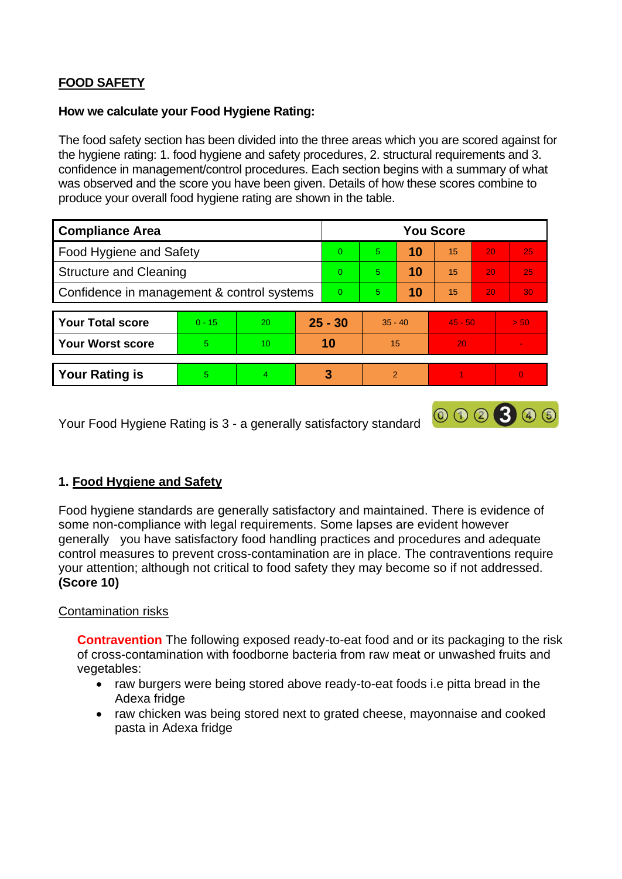## FOOD SAFETY

**How we calculate your Food Hygiene Rating:**

The food safety section has been divided into the three areas which you are scored against for the hygiene rating: 1. food hygiene and safety procedures, 2. structural requirements and 3. confidence in management/control procedures. Each section begins with a summary of what was observed and the score you have been given. Details of how these scores combine to produce your overall food hygiene rating are shown in the table.

| Compliance Area | You Score | | | | | |
|---|---|---|---|---|---|---|
| Food Hygiene and Safety | 0 | 5 | **10** | 15 | 20 | 25 |
| Structure and Cleaning | 0 | 5 | **10** | 15 | 20 | 25 |
| Confidence in management & control systems | 0 | 5 | **10** | 15 | 20 | 30 |

| | | | | | | |
|---|---|---|---|---|---|---|
| **Your Total score** | 0 - 15 | 20 | **25 - 30** | 35 - 40 | 45 - 50 | > 50 |
| **Your Worst score** | 5 | 10 | **10** | 15 | 20 | - |

| | | | | | | |
|---|---|---|---|---|---|---|
| **Your Rating is** | 5 | 4 | **3** | 2 | 1 | 0 |

Your Food Hygiene Rating is 3 - a generally satisfactory standard

## 1. Food Hygiene and Safety

Food hygiene standards are generally satisfactory and maintained. There is evidence of some non-compliance with legal requirements. Some lapses are evident however generally you have satisfactory food handling practices and procedures and adequate control measures to prevent cross-contamination are in place. The contraventions require your attention; although not critical to food safety they may become so if not addressed. **(Score 10)**

Contamination risks

**Contravention** The following exposed ready-to-eat food and or its packaging to the risk of cross-contamination with foodborne bacteria from raw meat or unwashed fruits and vegetables:

- raw burgers were being stored above ready-to-eat foods i.e pitta bread in the Adexa fridge
- raw chicken was being stored next to grated cheese, mayonnaise and cooked pasta in Adexa fridge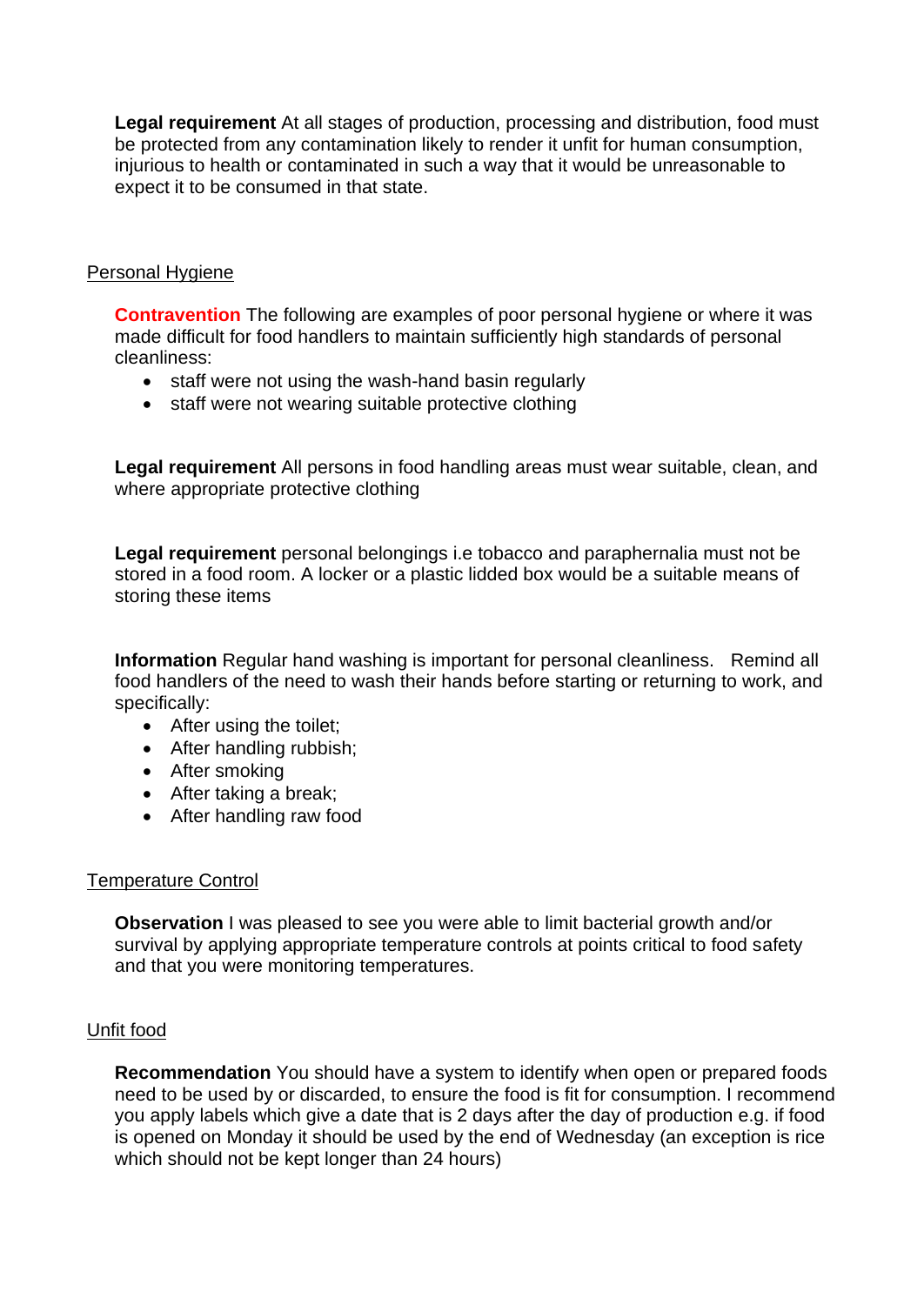**Legal requirement** At all stages of production, processing and distribution, food must be protected from any contamination likely to render it unfit for human consumption, injurious to health or contaminated in such a way that it would be unreasonable to expect it to be consumed in that state.

## Personal Hygiene

**Contravention** The following are examples of poor personal hygiene or where it was made difficult for food handlers to maintain sufficiently high standards of personal cleanliness:

- staff were not using the wash-hand basin regularly
- staff were not wearing suitable protective clothing

**Legal requirement** All persons in food handling areas must wear suitable, clean, and where appropriate protective clothing

**Legal requirement** personal belongings i.e tobacco and paraphernalia must not be stored in a food room. A locker or a plastic lidded box would be a suitable means of storing these items

**Information** Regular hand washing is important for personal cleanliness. Remind all food handlers of the need to wash their hands before starting or returning to work, and specifically:

- After using the toilet;
- After handling rubbish;
- After smoking
- After taking a break;
- After handling raw food

## Temperature Control

**Observation** I was pleased to see you were able to limit bacterial growth and/or survival by applying appropriate temperature controls at points critical to food safety and that you were monitoring temperatures.

## Unfit food

**Recommendation** You should have a system to identify when open or prepared foods need to be used by or discarded, to ensure the food is fit for consumption. I recommend you apply labels which give a date that is 2 days after the day of production e.g. if food is opened on Monday it should be used by the end of Wednesday (an exception is rice which should not be kept longer than 24 hours)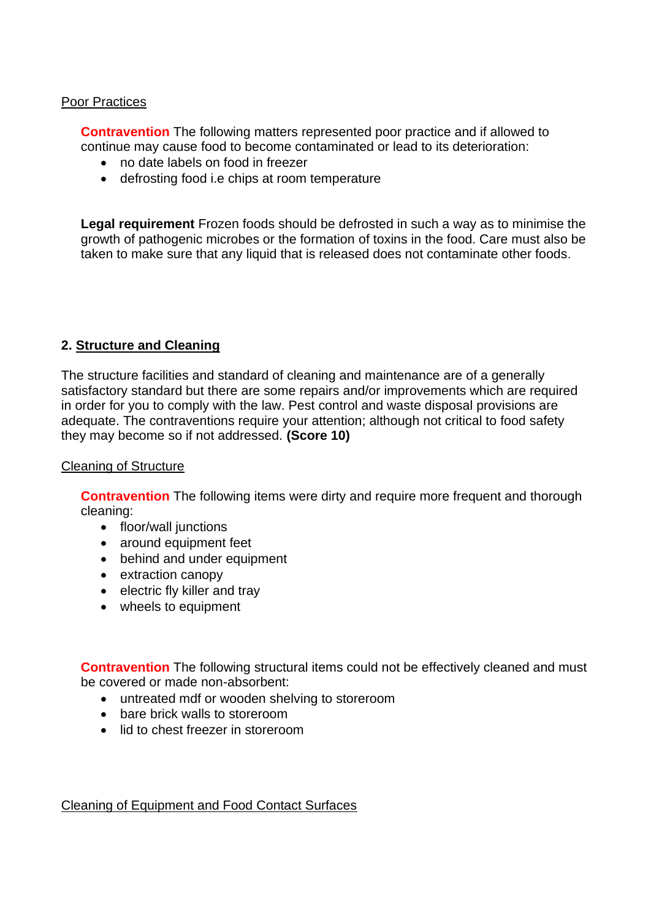Poor Practices

**Contravention** The following matters represented poor practice and if allowed to continue may cause food to become contaminated or lead to its deterioration:

- no date labels on food in freezer
- defrosting food i.e chips at room temperature

**Legal requirement** Frozen foods should be defrosted in such a way as to minimise the growth of pathogenic microbes or the formation of toxins in the food. Care must also be taken to make sure that any liquid that is released does not contaminate other foods.

## 2. Structure and Cleaning

The structure facilities and standard of cleaning and maintenance are of a generally satisfactory standard but there are some repairs and/or improvements which are required in order for you to comply with the law. Pest control and waste disposal provisions are adequate. The contraventions require your attention; although not critical to food safety they may become so if not addressed. **(Score 10)**

Cleaning of Structure

**Contravention** The following items were dirty and require more frequent and thorough cleaning:

- floor/wall junctions
- around equipment feet
- behind and under equipment
- extraction canopy
- electric fly killer and tray
- wheels to equipment

**Contravention** The following structural items could not be effectively cleaned and must be covered or made non-absorbent:

- untreated mdf or wooden shelving to storeroom
- bare brick walls to storeroom
- lid to chest freezer in storeroom

Cleaning of Equipment and Food Contact Surfaces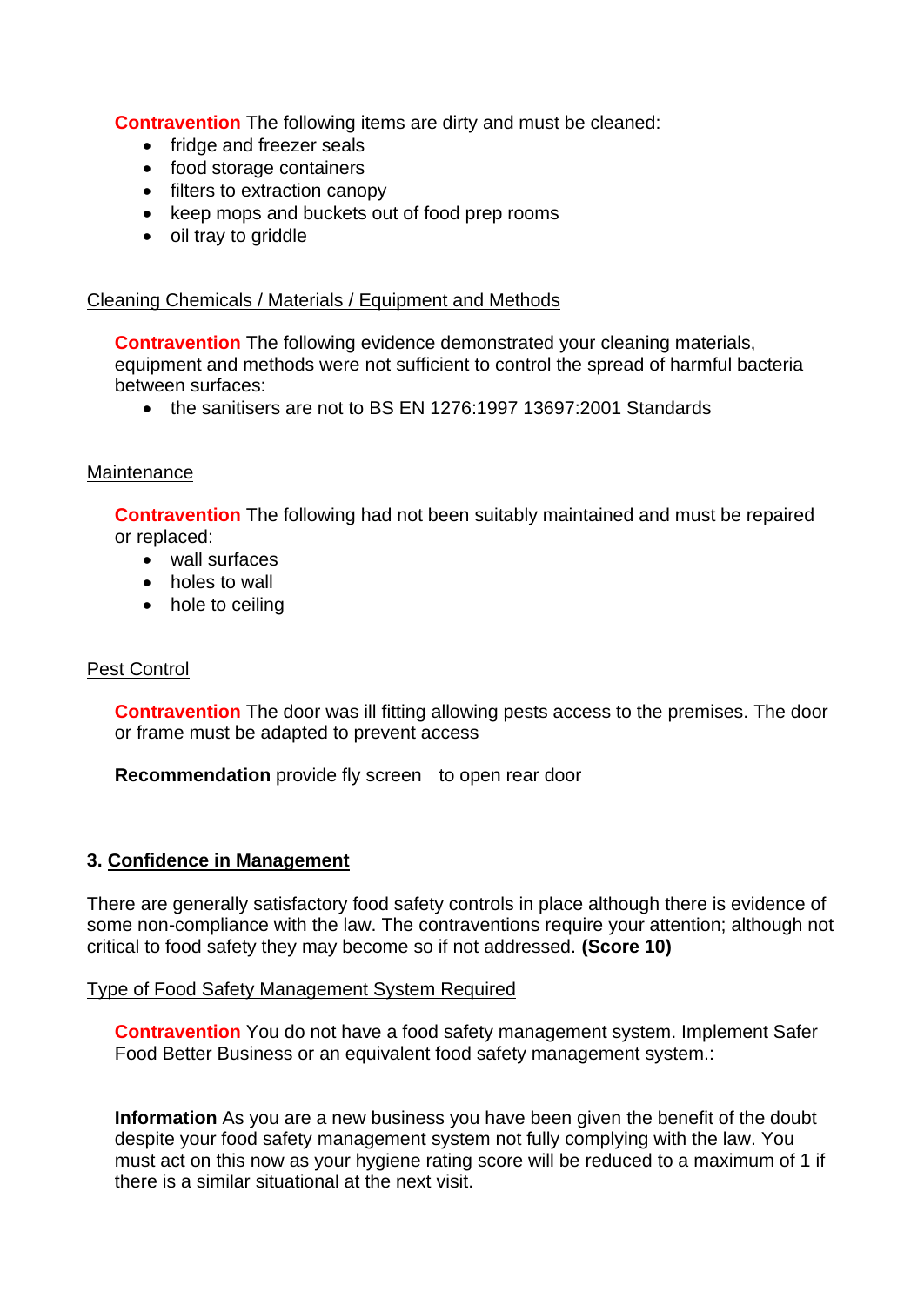**Contravention** The following items are dirty and must be cleaned:

- fridge and freezer seals
- food storage containers
- filters to extraction canopy
- keep mops and buckets out of food prep rooms
- oil tray to griddle

Cleaning Chemicals / Materials / Equipment and Methods

**Contravention** The following evidence demonstrated your cleaning materials, equipment and methods were not sufficient to control the spread of harmful bacteria between surfaces:

- the sanitisers are not to BS EN 1276:1997 13697:2001 Standards

Maintenance

**Contravention** The following had not been suitably maintained and must be repaired or replaced:

- wall surfaces
- holes to wall
- hole to ceiling

Pest Control

**Contravention** The door was ill fitting allowing pests access to the premises. The door or frame must be adapted to prevent access

**Recommendation** provide fly screen to open rear door

## 3. Confidence in Management

There are generally satisfactory food safety controls in place although there is evidence of some non-compliance with the law. The contraventions require your attention; although not critical to food safety they may become so if not addressed. **(Score 10)**

Type of Food Safety Management System Required

**Contravention** You do not have a food safety management system. Implement Safer Food Better Business or an equivalent food safety management system.:

**Information** As you are a new business you have been given the benefit of the doubt despite your food safety management system not fully complying with the law. You must act on this now as your hygiene rating score will be reduced to a maximum of 1 if there is a similar situational at the next visit.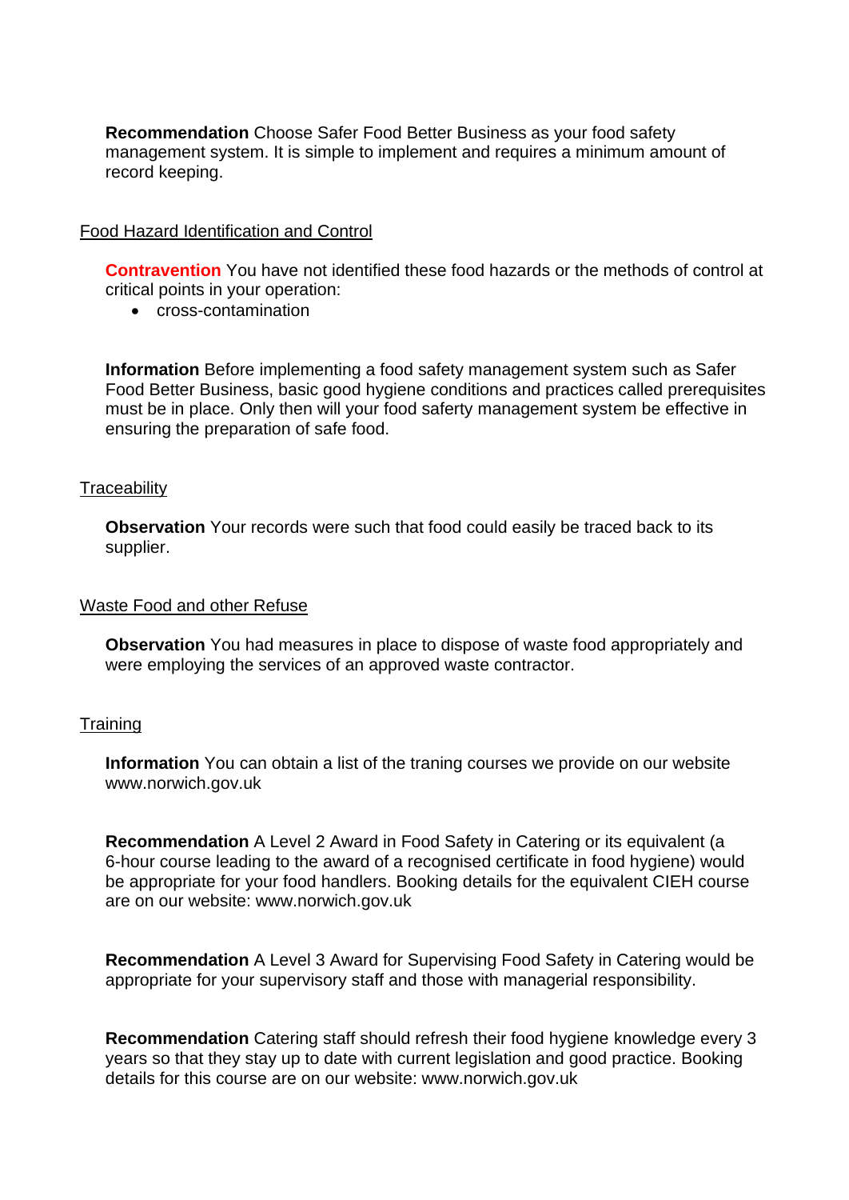**Recommendation** Choose Safer Food Better Business as your food safety management system. It is simple to implement and requires a minimum amount of record keeping.

Food Hazard Identification and Control

**Contravention** You have not identified these food hazards or the methods of control at critical points in your operation:

- cross-contamination

**Information** Before implementing a food safety management system such as Safer Food Better Business, basic good hygiene conditions and practices called prerequisites must be in place. Only then will your food saferty management system be effective in ensuring the preparation of safe food.

Traceability

**Observation** Your records were such that food could easily be traced back to its supplier.

Waste Food and other Refuse

**Observation** You had measures in place to dispose of waste food appropriately and were employing the services of an approved waste contractor.

Training

**Information** You can obtain a list of the traning courses we provide on our website www.norwich.gov.uk

**Recommendation** A Level 2 Award in Food Safety in Catering or its equivalent (a 6-hour course leading to the award of a recognised certificate in food hygiene) would be appropriate for your food handlers. Booking details for the equivalent CIEH course are on our website: www.norwich.gov.uk

**Recommendation** A Level 3 Award for Supervising Food Safety in Catering would be appropriate for your supervisory staff and those with managerial responsibility.

**Recommendation** Catering staff should refresh their food hygiene knowledge every 3 years so that they stay up to date with current legislation and good practice. Booking details for this course are on our website: www.norwich.gov.uk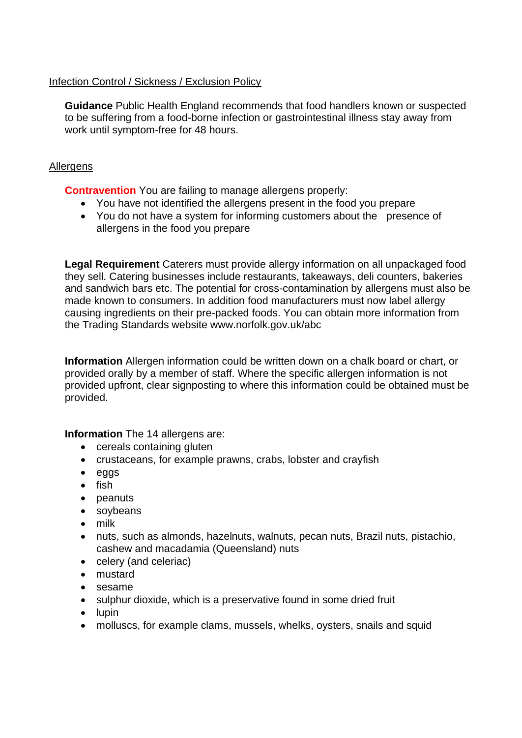## Infection Control / Sickness / Exclusion Policy

**Guidance** Public Health England recommends that food handlers known or suspected to be suffering from a food-borne infection or gastrointestinal illness stay away from work until symptom-free for 48 hours.

## Allergens

**Contravention** You are failing to manage allergens properly:

- You have not identified the allergens present in the food you prepare
- You do not have a system for informing customers about the presence of allergens in the food you prepare

**Legal Requirement** Caterers must provide allergy information on all unpackaged food they sell. Catering businesses include restaurants, takeaways, deli counters, bakeries and sandwich bars etc. The potential for cross-contamination by allergens must also be made known to consumers. In addition food manufacturers must now label allergy causing ingredients on their pre-packed foods. You can obtain more information from the Trading Standards website www.norfolk.gov.uk/abc

**Information** Allergen information could be written down on a chalk board or chart, or provided orally by a member of staff. Where the specific allergen information is not provided upfront, clear signposting to where this information could be obtained must be provided.

**Information** The 14 allergens are:

- cereals containing gluten
- crustaceans, for example prawns, crabs, lobster and crayfish
- eggs
- fish
- peanuts
- soybeans
- milk
- nuts, such as almonds, hazelnuts, walnuts, pecan nuts, Brazil nuts, pistachio, cashew and macadamia (Queensland) nuts
- celery (and celeriac)
- mustard
- sesame
- sulphur dioxide, which is a preservative found in some dried fruit
- lupin
- molluscs, for example clams, mussels, whelks, oysters, snails and squid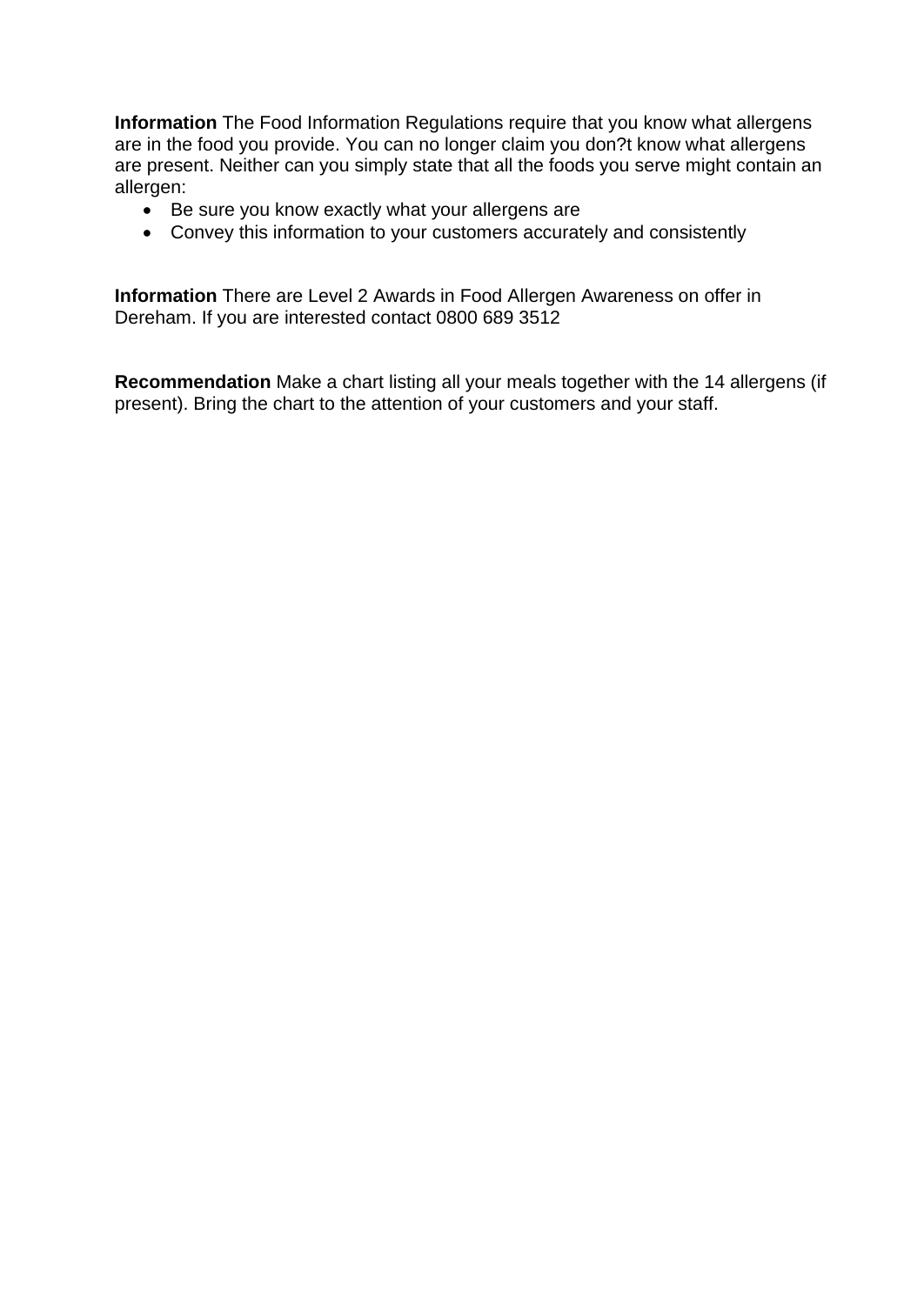**Information** The Food Information Regulations require that you know what allergens are in the food you provide. You can no longer claim you don?t know what allergens are present. Neither can you simply state that all the foods you serve might contain an allergen:

- Be sure you know exactly what your allergens are
- Convey this information to your customers accurately and consistently

**Information** There are Level 2 Awards in Food Allergen Awareness on offer in Dereham. If you are interested contact 0800 689 3512

**Recommendation** Make a chart listing all your meals together with the 14 allergens (if present). Bring the chart to the attention of your customers and your staff.